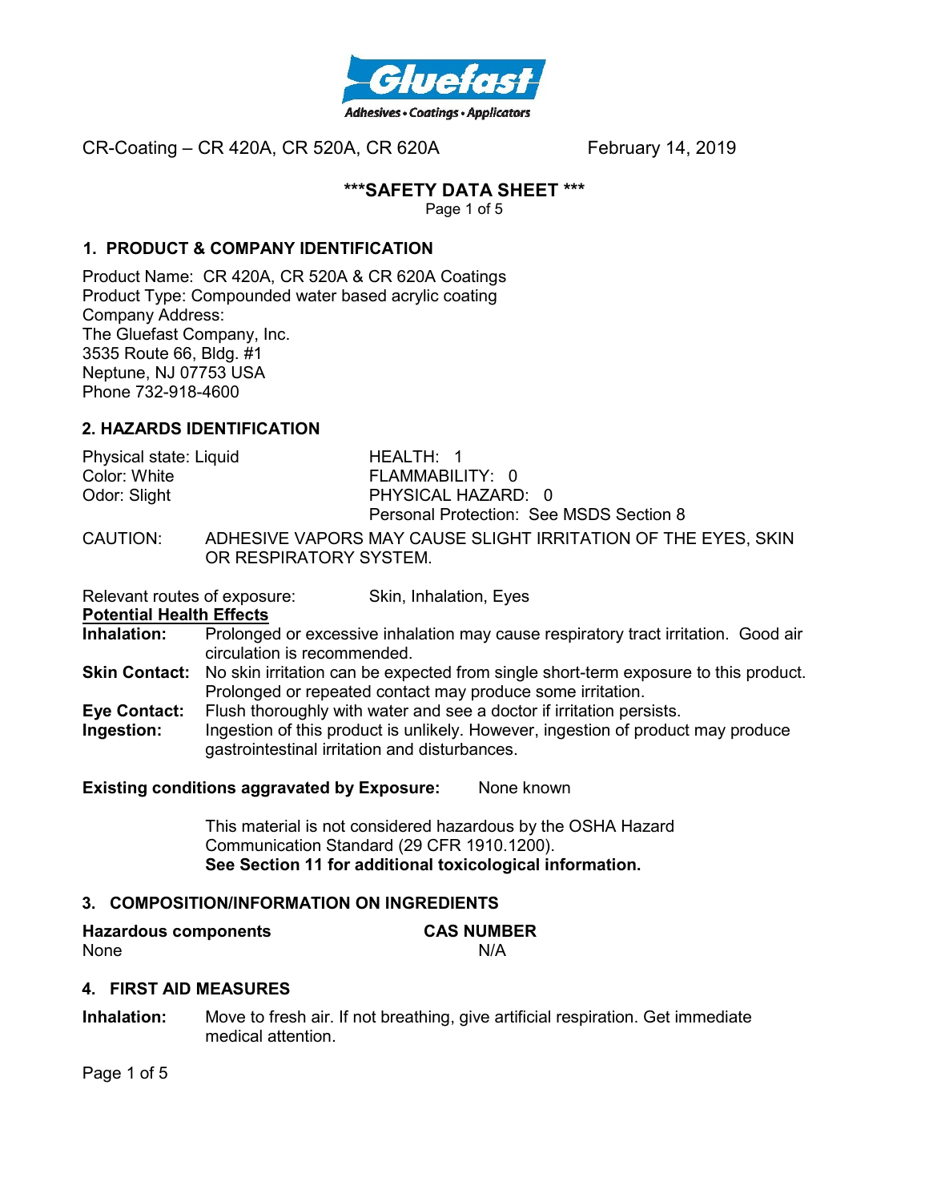CR-Coating – CR 420A, CR 520A, CR 620A February 14, 2019

# ***SAFETY DATA SHEET ***

## 1. PRODUCT & COMPANY IDENTIFICATION

Product Name: CR 420A, CR 520A & CR 620A Coatings
Product Type: Compounded water based acrylic coating
Company Address:
The Gluefast Company, Inc.
3535 Route 66, Bldg. #1
Neptune, NJ 07753 USA
Phone 732-918-4600

## 2. HAZARDS IDENTIFICATION

| | |
|---|---|
| Physical state: Liquid | HEALTH: 1 |
| Color: White | FLAMMABILITY: 0 |
| Odor: Slight | PHYSICAL HAZARD: 0 |
| | Personal Protection: See MSDS Section 8 |

CAUTION: ADHESIVE VAPORS MAY CAUSE SLIGHT IRRITATION OF THE EYES, SKIN OR RESPIRATORY SYSTEM.

Relevant routes of exposure: Skin, Inhalation, Eyes

**Potential Health Effects**

**Inhalation:** Prolonged or excessive inhalation may cause respiratory tract irritation. Good air circulation is recommended.

**Skin Contact:** No skin irritation can be expected from single short-term exposure to this product. Prolonged or repeated contact may produce some irritation.

**Eye Contact:** Flush thoroughly with water and see a doctor if irritation persists.

**Ingestion:** Ingestion of this product is unlikely. However, ingestion of product may produce gastrointestinal irritation and disturbances.

**Existing conditions aggravated by Exposure:** None known

This material is not considered hazardous by the OSHA Hazard Communication Standard (29 CFR 1910.1200).
**See Section 11 for additional toxicological information.**

## 3. COMPOSITION/INFORMATION ON INGREDIENTS

| Hazardous components | CAS NUMBER |
|---|---|
| None | N/A |

## 4. FIRST AID MEASURES

**Inhalation:** Move to fresh air. If not breathing, give artificial respiration. Get immediate medical attention.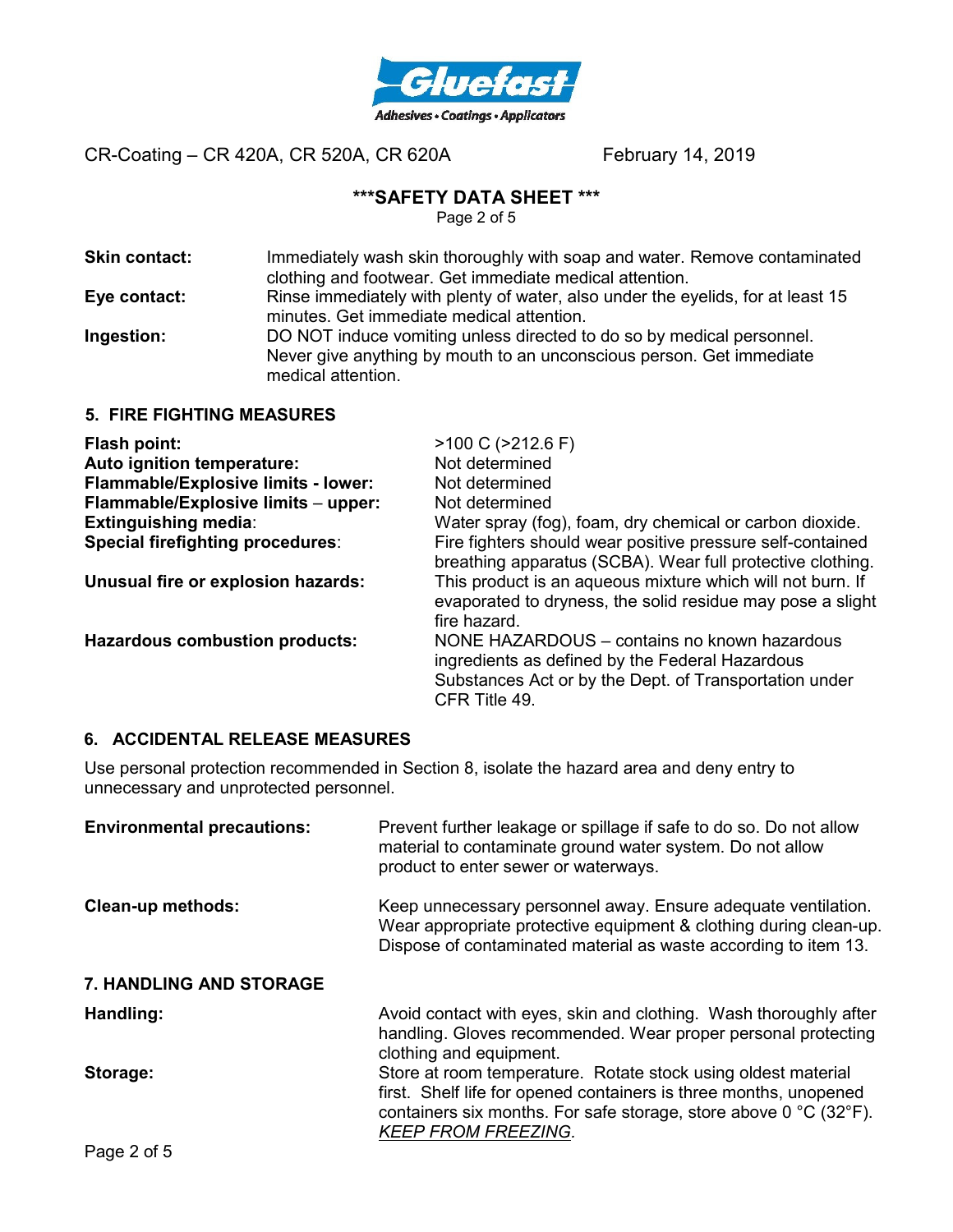**Skin contact:** Immediately wash skin thoroughly with soap and water. Remove contaminated clothing and footwear. Get immediate medical attention.

**Eye contact:** Rinse immediately with plenty of water, also under the eyelids, for at least 15 minutes. Get immediate medical attention.

**Ingestion:** DO NOT induce vomiting unless directed to do so by medical personnel. Never give anything by mouth to an unconscious person. Get immediate medical attention.

## 5. FIRE FIGHTING MEASURES

**Flash point:** >100 C (>212.6 F)

**Auto ignition temperature:** Not determined

**Flammable/Explosive limits - lower:** Not determined

**Flammable/Explosive limits – upper:** Not determined

**Extinguishing media**: Water spray (fog), foam, dry chemical or carbon dioxide.

**Special firefighting procedures**: Fire fighters should wear positive pressure self-contained breathing apparatus (SCBA). Wear full protective clothing.

**Unusual fire or explosion hazards:** This product is an aqueous mixture which will not burn. If evaporated to dryness, the solid residue may pose a slight fire hazard.

**Hazardous combustion products:** NONE HAZARDOUS – contains no known hazardous ingredients as defined by the Federal Hazardous Substances Act or by the Dept. of Transportation under CFR Title 49.

## 6. ACCIDENTAL RELEASE MEASURES

Use personal protection recommended in Section 8, isolate the hazard area and deny entry to unnecessary and unprotected personnel.

**Environmental precautions:** Prevent further leakage or spillage if safe to do so. Do not allow material to contaminate ground water system. Do not allow product to enter sewer or waterways.

**Clean-up methods:** Keep unnecessary personnel away. Ensure adequate ventilation. Wear appropriate protective equipment & clothing during clean-up. Dispose of contaminated material as waste according to item 13.

## 7. HANDLING AND STORAGE

**Handling:** Avoid contact with eyes, skin and clothing. Wash thoroughly after handling. Gloves recommended. Wear proper personal protecting clothing and equipment.

**Storage:** Store at room temperature. Rotate stock using oldest material first. Shelf life for opened containers is three months, unopened containers six months. For safe storage, store above 0 °C (32°F). *KEEP FROM FREEZING*.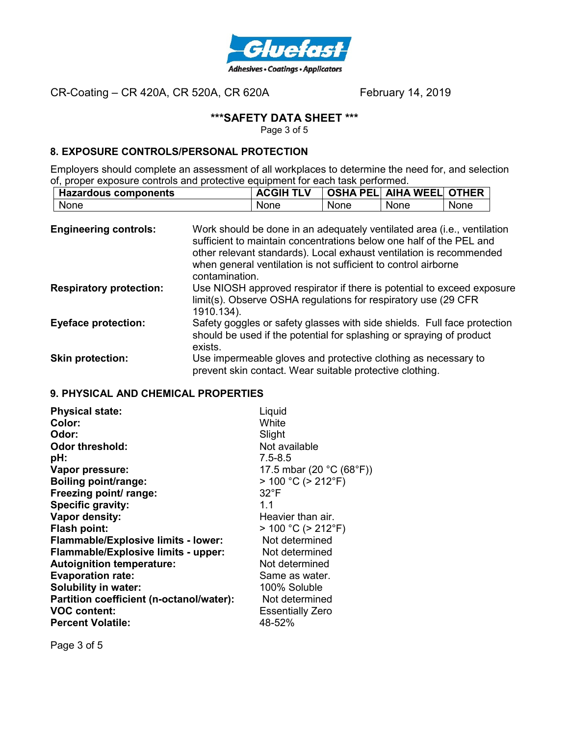## 8. EXPOSURE CONTROLS/PERSONAL PROTECTION

Employers should complete an assessment of all workplaces to determine the need for, and selection of, proper exposure controls and protective equipment for each task performed.

| Hazardous components | ACGIH TLV | OSHA PEL | AIHA WEEL | OTHER |
|---|---|---|---|---|
| None | None | None | None | None |

**Engineering controls:** Work should be done in an adequately ventilated area (i.e., ventilation sufficient to maintain concentrations below one half of the PEL and other relevant standards). Local exhaust ventilation is recommended when general ventilation is not sufficient to control airborne contamination.

**Respiratory protection:** Use NIOSH approved respirator if there is potential to exceed exposure limit(s). Observe OSHA regulations for respiratory use (29 CFR 1910.134).

**Eyeface protection:** Safety goggles or safety glasses with side shields. Full face protection should be used if the potential for splashing or spraying of product exists.

**Skin protection:** Use impermeable gloves and protective clothing as necessary to prevent skin contact. Wear suitable protective clothing.

## 9. PHYSICAL AND CHEMICAL PROPERTIES

**Physical state:** Liquid
**Color:** White
**Odor:** Slight
**Odor threshold:** Not available
**pH:** 7.5-8.5
**Vapor pressure:** 17.5 mbar (20 °C (68°F))
**Boiling point/range:** > 100 °C (> 212°F)
**Freezing point/ range:** 32°F
**Specific gravity:** 1.1
**Vapor density:** Heavier than air.
**Flash point:** > 100 °C (> 212°F)
**Flammable/Explosive limits - lower:** Not determined
**Flammable/Explosive limits - upper:** Not determined
**Autoignition temperature:** Not determined
**Evaporation rate:** Same as water.
**Solubility in water:** 100% Soluble
**Partition coefficient (n-octanol/water):** Not determined
**VOC content:** Essentially Zero
**Percent Volatile:** 48-52%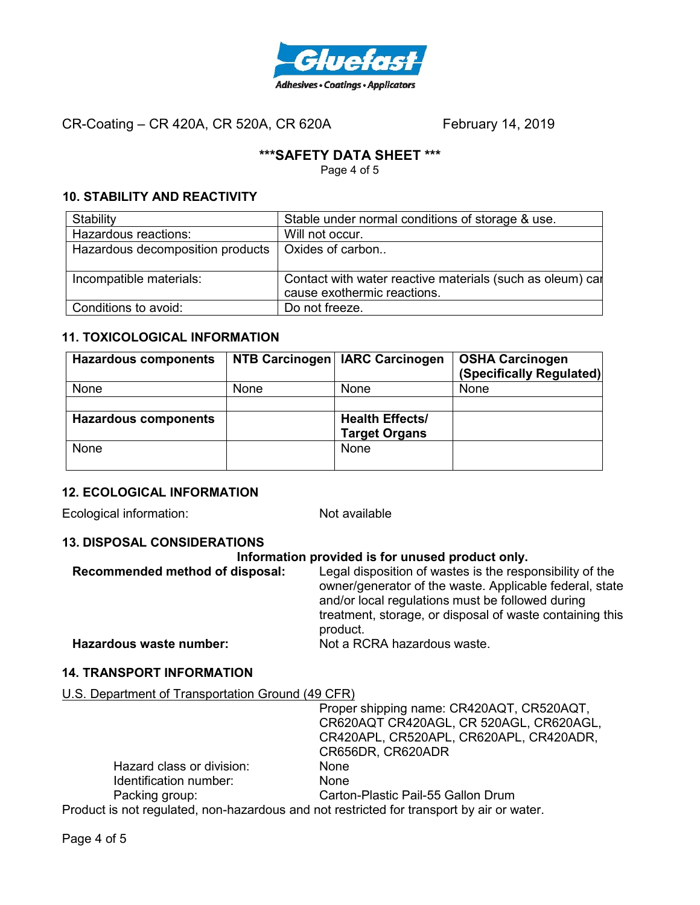CR-Coating – CR 420A, CR 520A, CR 620A February 14, 2019

**\*\*\*SAFETY DATA SHEET \*\*\***

## 10. STABILITY AND REACTIVITY

| Stability | Stable under normal conditions of storage & use. |
| --- | --- |
| Hazardous reactions: | Will not occur. |
| Hazardous decomposition products | Oxides of carbon.. |
| Incompatible materials: | Contact with water reactive materials (such as oleum) can cause exothermic reactions. |
| Conditions to avoid: | Do not freeze. |

## 11. TOXICOLOGICAL INFORMATION

| **Hazardous components** | **NTB Carcinogen** | **IARC Carcinogen** | **OSHA Carcinogen (Specifically Regulated)** |
| --- | --- | --- | --- |
| None | None | None | None |
| | | | |
| **Hazardous components** | | **Health Effects/ Target Organs** | |
| None | | None | |

## 12. ECOLOGICAL INFORMATION

Ecological information: Not available

## 13. DISPOSAL CONSIDERATIONS

**Information provided is for unused product only.**

**Recommended method of disposal:** Legal disposition of wastes is the responsibility of the owner/generator of the waste. Applicable federal, state and/or local regulations must be followed during treatment, storage, or disposal of waste containing this product.

**Hazardous waste number:** Not a RCRA hazardous waste.

## 14. TRANSPORT INFORMATION

U.S. Department of Transportation Ground (49 CFR)

Proper shipping name: CR420AQT, CR520AQT, CR620AQT CR420AGL, CR 520AGL, CR620AGL, CR420APL, CR520APL, CR620APL, CR420ADR, CR656DR, CR620ADR

Hazard class or division: None

Identification number: None

Packing group: Carton-Plastic Pail-55 Gallon Drum

Product is not regulated, non-hazardous and not restricted for transport by air or water.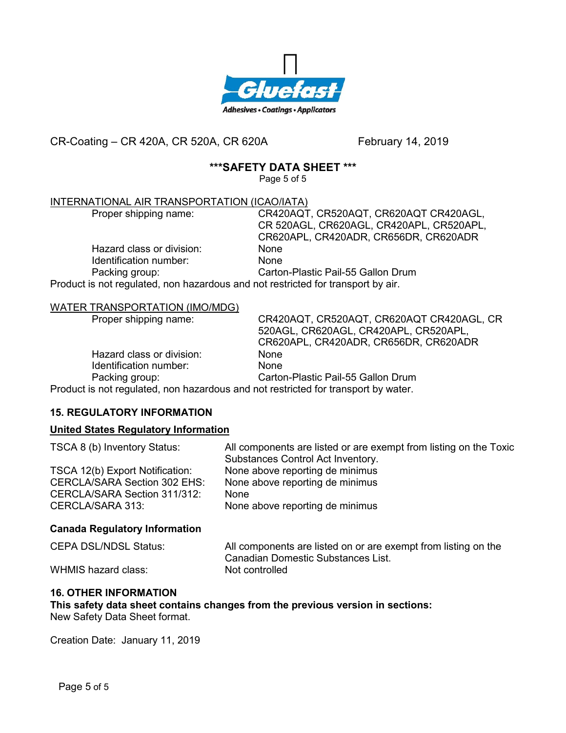INTERNATIONAL AIR TRANSPORTATION (ICAO/IATA)

| | |
|---|---|
| Proper shipping name: | CR420AQT, CR520AQT, CR620AQT CR420AGL, CR 520AGL, CR620AGL, CR420APL, CR520APL, CR620APL, CR420ADR, CR656DR, CR620ADR |
| Hazard class or division: | None |
| Identification number: | None |
| Packing group: | Carton-Plastic Pail-55 Gallon Drum |

Product is not regulated, non hazardous and not restricted for transport by air.

WATER TRANSPORTATION (IMO/MDG)

| | |
|---|---|
| Proper shipping name: | CR420AQT, CR520AQT, CR620AQT CR420AGL, CR 520AGL, CR620AGL, CR420APL, CR520APL, CR620APL, CR420ADR, CR656DR, CR620ADR |
| Hazard class or division: | None |
| Identification number: | None |
| Packing group: | Carton-Plastic Pail-55 Gallon Drum |

Product is not regulated, non hazardous and not restricted for transport by water.

## 15. REGULATORY INFORMATION

### United States Regulatory Information

| | |
|---|---|
| TSCA 8 (b) Inventory Status: | All components are listed or are exempt from listing on the Toxic Substances Control Act Inventory. |
| TSCA 12(b) Export Notification: | None above reporting de minimus |
| CERCLA/SARA Section 302 EHS: | None above reporting de minimus |
| CERCLA/SARA Section 311/312: | None |
| CERCLA/SARA 313: | None above reporting de minimus |

### Canada Regulatory Information

| | |
|---|---|
| CEPA DSL/NDSL Status: | All components are listed on or are exempt from listing on the Canadian Domestic Substances List. |
| WHMIS hazard class: | Not controlled |

## 16. OTHER INFORMATION

**This safety data sheet contains changes from the previous version in sections:**
New Safety Data Sheet format.

Creation Date: January 11, 2019